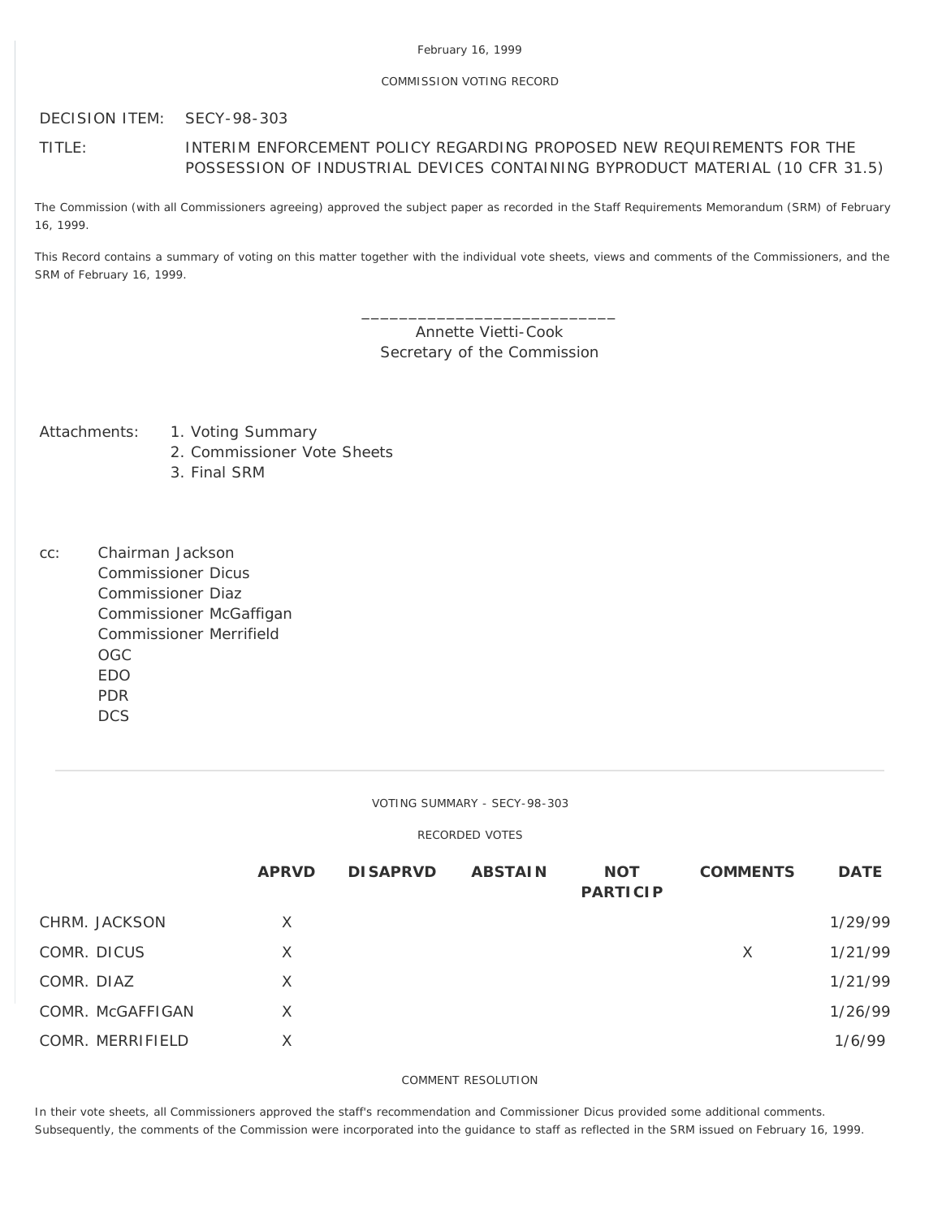February 16, 1999

COMMISSION VOTING RECORD

DECISION ITEM: SECY-98-303

TITLE: INTERIM ENFORCEMENT POLICY REGARDING PROPOSED NEW REQUIREMENTS FOR THE POSSESSION OF INDUSTRIAL DEVICES CONTAINING BYPRODUCT MATERIAL (10 CFR 31.5)

The Commission (with all Commissioners agreeing) approved the subject paper as recorded in the Staff Requirements Memorandum (SRM) of February 16, 1999.

This Record contains a summary of voting on this matter together with the individual vote sheets, views and comments of the Commissioners, and the SRM of February 16, 1999.

\_\_\_\_\_\_\_\_\_\_\_\_\_\_\_\_\_\_\_\_\_\_\_\_\_\_\_\_
Annette Vietti-Cook
Secretary of the Commission

Attachments:
1. Voting Summary
2. Commissioner Vote Sheets
3. Final SRM

cc:
Chairman Jackson
Commissioner Dicus
Commissioner Diaz
Commissioner McGaffigan
Commissioner Merrifield
OGC
EDO
PDR
DCS

---

VOTING SUMMARY - SECY-98-303

RECORDED VOTES

| | APRVD | DISAPRVD | ABSTAIN | NOT PARTICIP | COMMENTS | DATE |
|---|---|---|---|---|---|---|
| CHRM. JACKSON | X | | | | | 1/29/99 |
| COMR. DICUS | X | | | | X | 1/21/99 |
| COMR. DIAZ | X | | | | | 1/21/99 |
| COMR. McGAFFIGAN | X | | | | | 1/26/99 |
| COMR. MERRIFIELD | X | | | | | 1/6/99 |

COMMENT RESOLUTION

In their vote sheets, all Commissioners approved the staff's recommendation and Commissioner Dicus provided some additional comments. Subsequently, the comments of the Commission were incorporated into the guidance to staff as reflected in the SRM issued on February 16, 1999.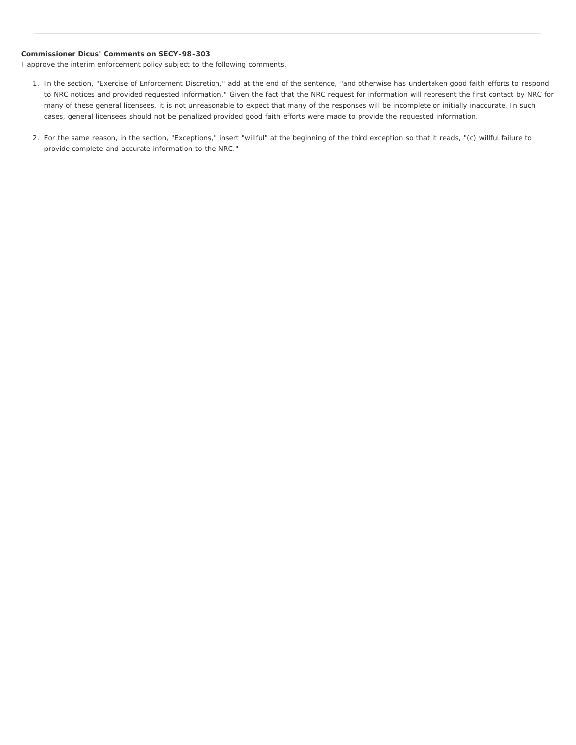**Commissioner Dicus' Comments on SECY-98-303**

I approve the interim enforcement policy subject to the following comments.

1. In the section, "Exercise of Enforcement Discretion," add at the end of the sentence, "and otherwise has undertaken good faith efforts to respond to NRC notices and provided requested information." Given the fact that the NRC request for information will represent the first contact by NRC for many of these general licensees, it is not unreasonable to expect that many of the responses will be incomplete or initially inaccurate. In such cases, general licensees should not be penalized provided good faith efforts were made to provide the requested information.

2. For the same reason, in the section, "Exceptions," insert "willful" at the beginning of the third exception so that it reads, "(c) willful failure to provide complete and accurate information to the NRC."